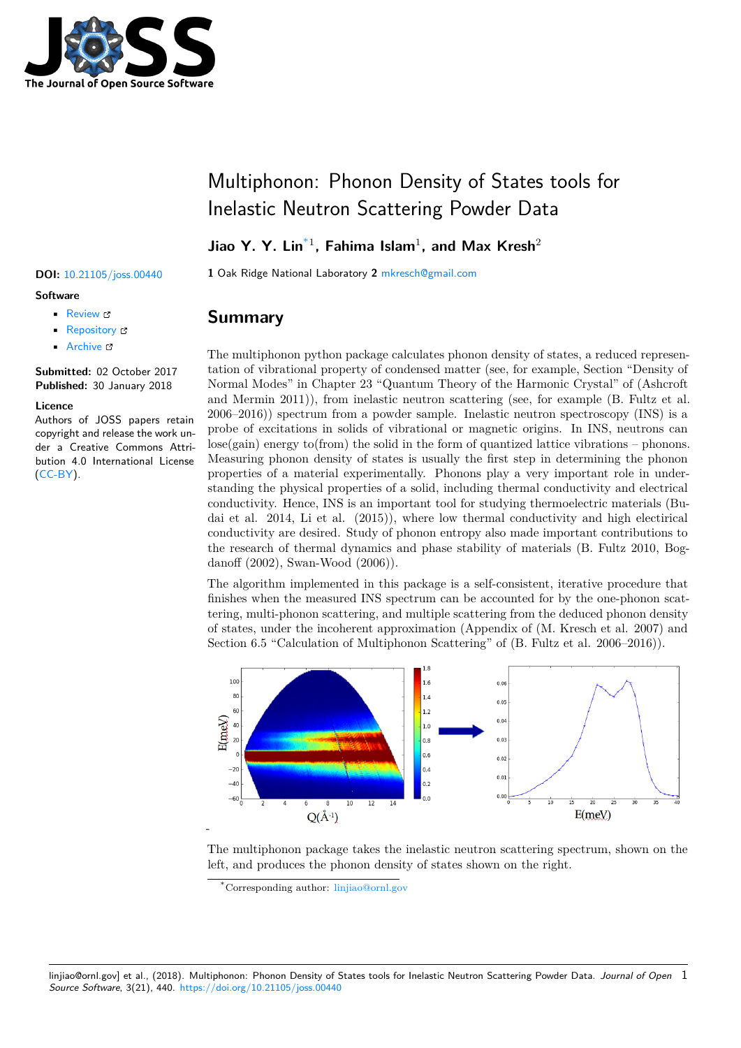# Multiphonon: Phonon Density of States tools for Inelastic Neutron Scattering Powder Data

**Jiao Y. Y. Lin**[*1], **Fahima Islam**[1], **and Max Kresh**[2]

**1** Oak Ridge National Laboratory **2** mkresch@gmail.com

**DOI:** 10.21105/joss.00440

**Software**

- Review
- Repository
- Archive

**Submitted:** 02 October 2017
**Published:** 30 January 2018

**Licence**

Authors of JOSS papers retain copyright and release the work under a Creative Commons Attribution 4.0 International License (CC-BY).

## Summary

The multiphonon python package calculates phonon density of states, a reduced representation of vibrational property of condensed matter (see, for example, Section "Density of Normal Modes" in Chapter 23 "Quantum Theory of the Harmonic Crystal" of (Ashcroft and Mermin 2011)), from inelastic neutron scattering (see, for example (B. Fultz et al. 2006–2016)) spectrum from a powder sample. Inelastic neutron spectroscopy (INS) is a probe of excitations in solids of vibrational or magnetic origins. In INS, neutrons can lose(gain) energy to(from) the solid in the form of quantized lattice vibrations – phonons. Measuring phonon density of states is usually the first step in determining the phonon properties of a material experimentally. Phonons play a very important role in understanding the physical properties of a solid, including thermal conductivity and electrical conductivity. Hence, INS is an important tool for studying thermoelectric materials (Budai et al. 2014, Li et al. (2015)), where low thermal conductivity and high electrical conductivity are desired. Study of phonon entropy also made important contributions to the research of thermal dynamics and phase stability of materials (B. Fultz 2010, Bogdanoff (2002), Swan-Wood (2006)).

The algorithm implemented in this package is a self-consistent, iterative procedure that finishes when the measured INS spectrum can be accounted for by the one-phonon scattering, multi-phonon scattering, and multiple scattering from the deduced phonon density of states, under the incoherent approximation (Appendix of (M. Kresch et al. 2007) and Section 6.5 "Calculation of Multiphonon Scattering" of (B. Fultz et al. 2006–2016)).

The multiphonon package takes the inelastic neutron scattering spectrum, shown on the left, and produces the phonon density of states shown on the right.

[*] Corresponding author: linjiao@ornl.gov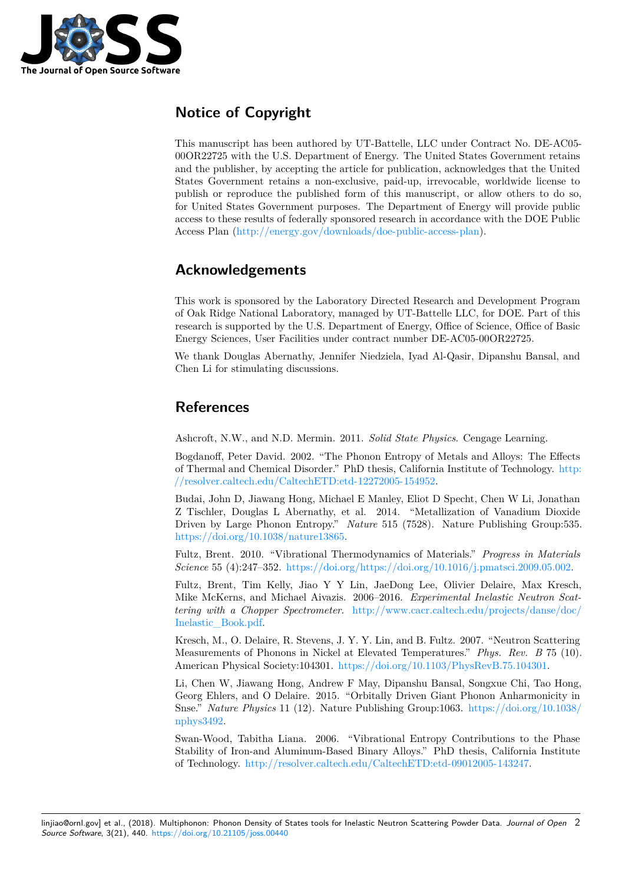## Notice of Copyright

This manuscript has been authored by UT-Battelle, LLC under Contract No. DE-AC05-00OR22725 with the U.S. Department of Energy. The United States Government retains and the publisher, by accepting the article for publication, acknowledges that the United States Government retains a non-exclusive, paid-up, irrevocable, worldwide license to publish or reproduce the published form of this manuscript, or allow others to do so, for United States Government purposes. The Department of Energy will provide public access to these results of federally sponsored research in accordance with the DOE Public Access Plan (http://energy.gov/downloads/doe-public-access-plan).

## Acknowledgements

This work is sponsored by the Laboratory Directed Research and Development Program of Oak Ridge National Laboratory, managed by UT-Battelle LLC, for DOE. Part of this research is supported by the U.S. Department of Energy, Office of Science, Office of Basic Energy Sciences, User Facilities under contract number DE-AC05-00OR22725.

We thank Douglas Abernathy, Jennifer Niedziela, Iyad Al-Qasir, Dipanshu Bansal, and Chen Li for stimulating discussions.

## References

Ashcroft, N.W., and N.D. Mermin. 2011. *Solid State Physics*. Cengage Learning.

Bogdanoff, Peter David. 2002. "The Phonon Entropy of Metals and Alloys: The Effects of Thermal and Chemical Disorder." PhD thesis, California Institute of Technology. http://resolver.caltech.edu/CaltechETD:etd-12272005-154952.

Budai, John D, Jiawang Hong, Michael E Manley, Eliot D Specht, Chen W Li, Jonathan Z Tischler, Douglas L Abernathy, et al. 2014. "Metallization of Vanadium Dioxide Driven by Large Phonon Entropy." *Nature* 515 (7528). Nature Publishing Group:535. https://doi.org/10.1038/nature13865.

Fultz, Brent. 2010. "Vibrational Thermodynamics of Materials." *Progress in Materials Science* 55 (4):247–352. https://doi.org/https://doi.org/10.1016/j.pmatsci.2009.05.002.

Fultz, Brent, Tim Kelly, Jiao Y Y Lin, JaeDong Lee, Olivier Delaire, Max Kresch, Mike McKerns, and Michael Aivazis. 2006–2016. *Experimental Inelastic Neutron Scattering with a Chopper Spectrometer*. http://www.cacr.caltech.edu/projects/danse/doc/Inelastic_Book.pdf.

Kresch, M., O. Delaire, R. Stevens, J. Y. Y. Lin, and B. Fultz. 2007. "Neutron Scattering Measurements of Phonons in Nickel at Elevated Temperatures." *Phys. Rev. B* 75 (10). American Physical Society:104301. https://doi.org/10.1103/PhysRevB.75.104301.

Li, Chen W, Jiawang Hong, Andrew F May, Dipanshu Bansal, Songxue Chi, Tao Hong, Georg Ehlers, and O Delaire. 2015. "Orbitally Driven Giant Phonon Anharmonicity in Snse." *Nature Physics* 11 (12). Nature Publishing Group:1063. https://doi.org/10.1038/nphys3492.

Swan-Wood, Tabitha Liana. 2006. "Vibrational Entropy Contributions to the Phase Stability of Iron-and Aluminum-Based Binary Alloys." PhD thesis, California Institute of Technology. http://resolver.caltech.edu/CaltechETD:etd-09012005-143247.